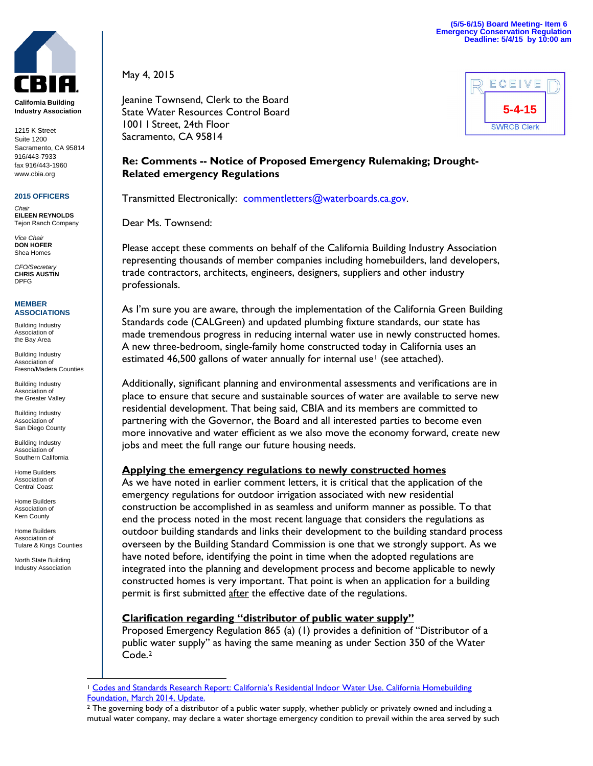(5/5-6/15) Board Meeting- Item 6
Emergency Conservation Regulation
Deadline: 5/4/15 by 10:00 am

**California Building Industry Association**

1215 K Street
Suite 1200
Sacramento, CA 95814
916/443-7933
fax 916/443-1960
www.cbia.org

**2015 OFFICERS**

*Chair*
**EILEEN REYNOLDS**
Tejon Ranch Company

*Vice Chair*
**DON HOFER**
Shea Homes

*CFO/Secretary*
**CHRIS AUSTIN**
DPFG

**MEMBER ASSOCIATIONS**

Building Industry Association of the Bay Area

Building Industry Association of Fresno/Madera Counties

Building Industry Association of the Greater Valley

Building Industry Association of San Diego County

Building Industry Association of Southern California

Home Builders Association of Central Coast

Home Builders Association of Kern County

Home Builders Association of Tulare & Kings Counties

North State Building Industry Association

RECEIVED
5-4-15
SWRCB Clerk

May 4, 2015

Jeanine Townsend, Clerk to the Board
State Water Resources Control Board
1001 I Street, 24th Floor
Sacramento, CA 95814

**Re: Comments -- Notice of Proposed Emergency Rulemaking; Drought-Related emergency Regulations**

Transmitted Electronically: commentletters@waterboards.ca.gov.

Dear Ms. Townsend:

Please accept these comments on behalf of the California Building Industry Association representing thousands of member companies including homebuilders, land developers, trade contractors, architects, engineers, designers, suppliers and other industry professionals.

As I'm sure you are aware, through the implementation of the California Green Building Standards code (CALGreen) and updated plumbing fixture standards, our state has made tremendous progress in reducing internal water use in newly constructed homes. A new three-bedroom, single-family home constructed today in California uses an estimated 46,500 gallons of water annually for internal use[1] (see attached).

Additionally, significant planning and environmental assessments and verifications are in place to ensure that secure and sustainable sources of water are available to serve new residential development. That being said, CBIA and its members are committed to partnering with the Governor, the Board and all interested parties to become even more innovative and water efficient as we also move the economy forward, create new jobs and meet the full range our future housing needs.

**Applying the emergency regulations to newly constructed homes**

As we have noted in earlier comment letters, it is critical that the application of the emergency regulations for outdoor irrigation associated with new residential construction be accomplished in as seamless and uniform manner as possible. To that end the process noted in the most recent language that considers the regulations as outdoor building standards and links their development to the building standard process overseen by the Building Standard Commission is one that we strongly support. As we have noted before, identifying the point in time when the adopted regulations are integrated into the planning and development process and become applicable to newly constructed homes is very important. That point is when an application for a building permit is first submitted after the effective date of the regulations.

**Clarification regarding "distributor of public water supply"**

Proposed Emergency Regulation 865 (a) (1) provides a definition of "Distributor of a public water supply" as having the same meaning as under Section 350 of the Water Code.[2]

[1] Codes and Standards Research Report: California's Residential Indoor Water Use. California Homebuilding Foundation, March 2014, Update.

[2] The governing body of a distributor of a public water supply, whether publicly or privately owned and including a mutual water company, may declare a water shortage emergency condition to prevail within the area served by such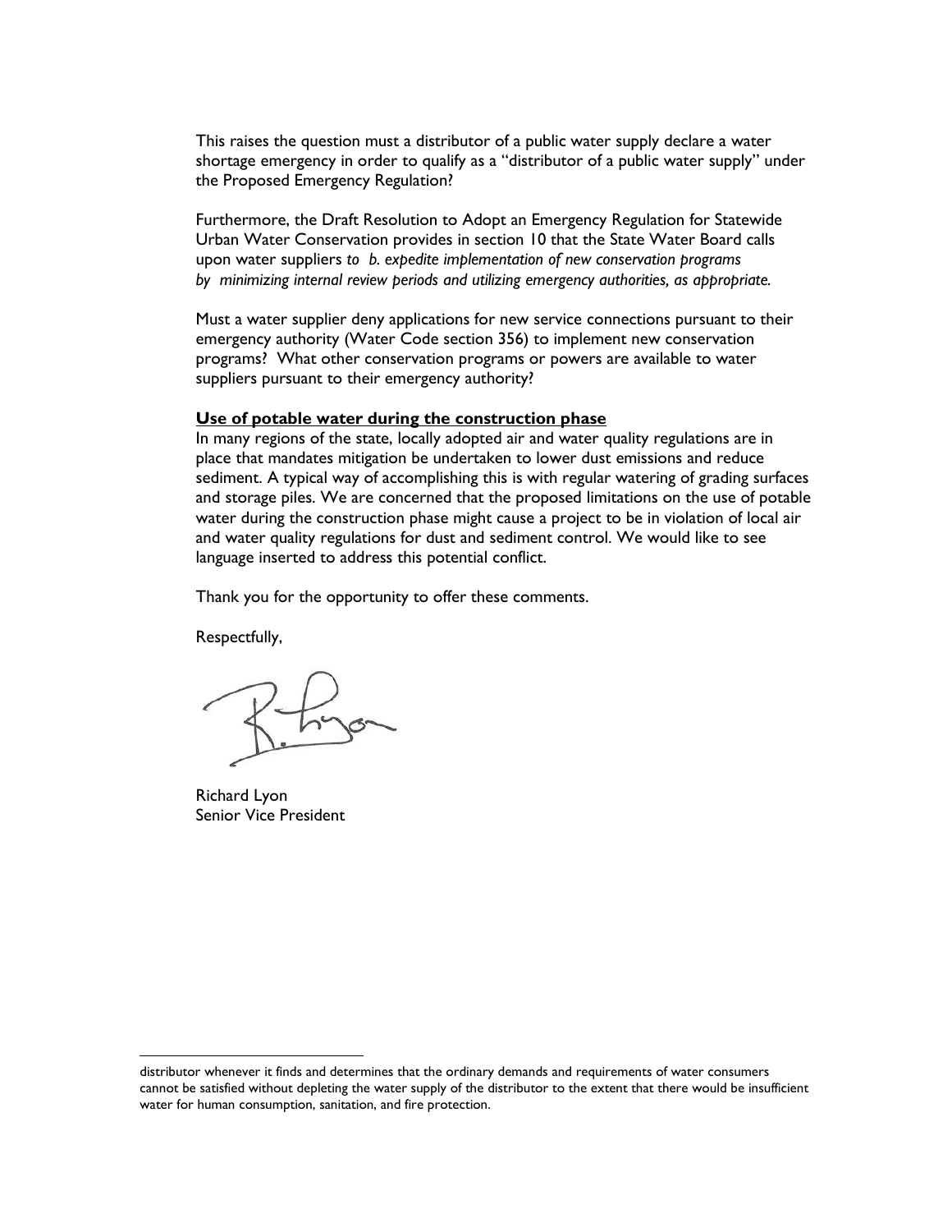This raises the question must a distributor of a public water supply declare a water shortage emergency in order to qualify as a "distributor of a public water supply" under the Proposed Emergency Regulation?

Furthermore, the Draft Resolution to Adopt an Emergency Regulation for Statewide Urban Water Conservation provides in section 10 that the State Water Board calls upon water suppliers *to b. expedite implementation of new conservation programs by minimizing internal review periods and utilizing emergency authorities, as appropriate.*

Must a water supplier deny applications for new service connections pursuant to their emergency authority (Water Code section 356) to implement new conservation programs? What other conservation programs or powers are available to water suppliers pursuant to their emergency authority?

**Use of potable water during the construction phase**

In many regions of the state, locally adopted air and water quality regulations are in place that mandates mitigation be undertaken to lower dust emissions and reduce sediment. A typical way of accomplishing this is with regular watering of grading surfaces and storage piles. We are concerned that the proposed limitations on the use of potable water during the construction phase might cause a project to be in violation of local air and water quality regulations for dust and sediment control. We would like to see language inserted to address this potential conflict.

Thank you for the opportunity to offer these comments.

Respectfully,

Richard Lyon
Senior Vice President

---

distributor whenever it finds and determines that the ordinary demands and requirements of water consumers cannot be satisfied without depleting the water supply of the distributor to the extent that there would be insufficient water for human consumption, sanitation, and fire protection.